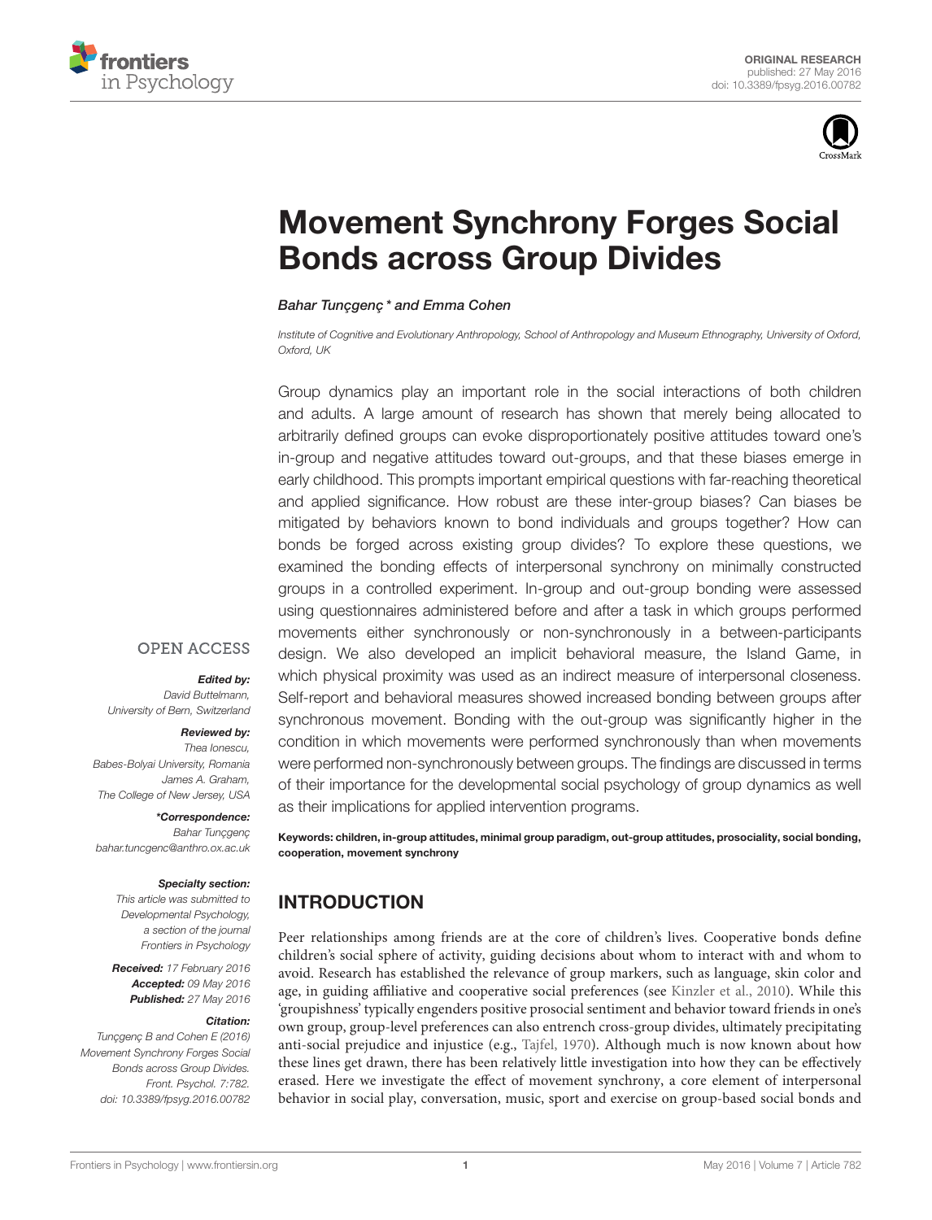ORIGINAL RESEARCH
published: 27 May 2016
doi: 10.3389/fpsyg.2016.00782

# Movement Synchrony Forges Social Bonds across Group Divides

*Bahar Tunçgenç \* and Emma Cohen*

*Institute of Cognitive and Evolutionary Anthropology, School of Anthropology and Museum Ethnography, University of Oxford, Oxford, UK*

Group dynamics play an important role in the social interactions of both children and adults. A large amount of research has shown that merely being allocated to arbitrarily defined groups can evoke disproportionately positive attitudes toward one's in-group and negative attitudes toward out-groups, and that these biases emerge in early childhood. This prompts important empirical questions with far-reaching theoretical and applied significance. How robust are these inter-group biases? Can biases be mitigated by behaviors known to bond individuals and groups together? How can bonds be forged across existing group divides? To explore these questions, we examined the bonding effects of interpersonal synchrony on minimally constructed groups in a controlled experiment. In-group and out-group bonding were assessed using questionnaires administered before and after a task in which groups performed movements either synchronously or non-synchronously in a between-participants design. We also developed an implicit behavioral measure, the Island Game, in which physical proximity was used as an indirect measure of interpersonal closeness. Self-report and behavioral measures showed increased bonding between groups after synchronous movement. Bonding with the out-group was significantly higher in the condition in which movements were performed synchronously than when movements were performed non-synchronously between groups. The findings are discussed in terms of their importance for the developmental social psychology of group dynamics as well as their implications for applied intervention programs.

**Keywords: children, in-group attitudes, minimal group paradigm, out-group attitudes, prosociality, social bonding, cooperation, movement synchrony**

OPEN ACCESS

***Edited by:***
*David Buttelmann, University of Bern, Switzerland*

***Reviewed by:***
*Thea Ionescu, Babes-Bolyai University, Romania*
*James A. Graham, The College of New Jersey, USA*

***\*Correspondence:***
*Bahar Tunçgenç*
*bahar.tuncgenc@anthro.ox.ac.uk*

***Specialty section:***
*This article was submitted to Developmental Psychology, a section of the journal Frontiers in Psychology*

***Received:*** *17 February 2016*
***Accepted:*** *09 May 2016*
***Published:*** *27 May 2016*

***Citation:***
*Tunçgenç B and Cohen E (2016) Movement Synchrony Forges Social Bonds across Group Divides. Front. Psychol. 7:782. doi: 10.3389/fpsyg.2016.00782*

## INTRODUCTION

Peer relationships among friends are at the core of children's lives. Cooperative bonds define children's social sphere of activity, guiding decisions about whom to interact with and whom to avoid. Research has established the relevance of group markers, such as language, skin color and age, in guiding affiliative and cooperative social preferences (see Kinzler et al., 2010). While this 'groupishness' typically engenders positive prosocial sentiment and behavior toward friends in one's own group, group-level preferences can also entrench cross-group divides, ultimately precipitating anti-social prejudice and injustice (e.g., Tajfel, 1970). Although much is now known about how these lines get drawn, there has been relatively little investigation into how they can be effectively erased. Here we investigate the effect of movement synchrony, a core element of interpersonal behavior in social play, conversation, music, sport and exercise on group-based social bonds and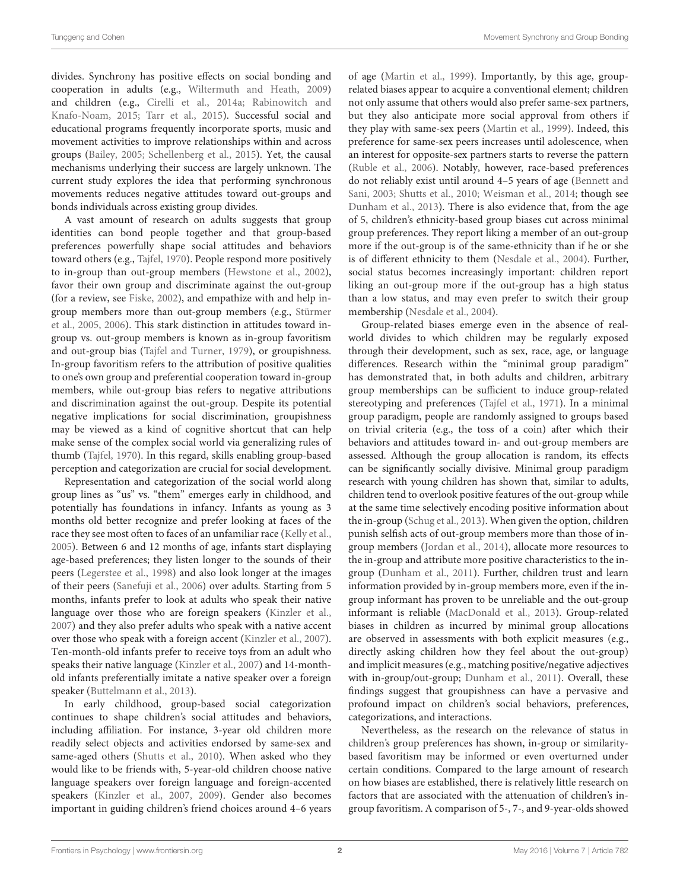divides. Synchrony has positive effects on social bonding and cooperation in adults (e.g., Wiltermuth and Heath, 2009) and children (e.g., Cirelli et al., 2014a; Rabinowitch and Knafo-Noam, 2015; Tarr et al., 2015). Successful social and educational programs frequently incorporate sports, music and movement activities to improve relationships within and across groups (Bailey, 2005; Schellenberg et al., 2015). Yet, the causal mechanisms underlying their success are largely unknown. The current study explores the idea that performing synchronous movements reduces negative attitudes toward out-groups and bonds individuals across existing group divides.

A vast amount of research on adults suggests that group identities can bond people together and that group-based preferences powerfully shape social attitudes and behaviors toward others (e.g., Tajfel, 1970). People respond more positively to in-group than out-group members (Hewstone et al., 2002), favor their own group and discriminate against the out-group (for a review, see Fiske, 2002), and empathize with and help in-group members more than out-group members (e.g., Stürmer et al., 2005, 2006). This stark distinction in attitudes toward in-group vs. out-group members is known as in-group favoritism and out-group bias (Tajfel and Turner, 1979), or groupishness. In-group favoritism refers to the attribution of positive qualities to one's own group and preferential cooperation toward in-group members, while out-group bias refers to negative attributions and discrimination against the out-group. Despite its potential negative implications for social discrimination, groupishness may be viewed as a kind of cognitive shortcut that can help make sense of the complex social world via generalizing rules of thumb (Tajfel, 1970). In this regard, skills enabling group-based perception and categorization are crucial for social development.

Representation and categorization of the social world along group lines as "us" vs. "them" emerges early in childhood, and potentially has foundations in infancy. Infants as young as 3 months old better recognize and prefer looking at faces of the race they see most often to faces of an unfamiliar race (Kelly et al., 2005). Between 6 and 12 months of age, infants start displaying age-based preferences; they listen longer to the sounds of their peers (Legerstee et al., 1998) and also look longer at the images of their peers (Sanefuji et al., 2006) over adults. Starting from 5 months, infants prefer to look at adults who speak their native language over those who are foreign speakers (Kinzler et al., 2007) and they also prefer adults who speak with a native accent over those who speak with a foreign accent (Kinzler et al., 2007). Ten-month-old infants prefer to receive toys from an adult who speaks their native language (Kinzler et al., 2007) and 14-month-old infants preferentially imitate a native speaker over a foreign speaker (Buttelmann et al., 2013).

In early childhood, group-based social categorization continues to shape children's social attitudes and behaviors, including affiliation. For instance, 3-year old children more readily select objects and activities endorsed by same-sex and same-aged others (Shutts et al., 2010). When asked who they would like to be friends with, 5-year-old children choose native language speakers over foreign language and foreign-accented speakers (Kinzler et al., 2007, 2009). Gender also becomes important in guiding children's friend choices around 4–6 years of age (Martin et al., 1999). Importantly, by this age, group-related biases appear to acquire a conventional element; children not only assume that others would also prefer same-sex partners, but they also anticipate more social approval from others if they play with same-sex peers (Martin et al., 1999). Indeed, this preference for same-sex peers increases until adolescence, when an interest for opposite-sex partners starts to reverse the pattern (Ruble et al., 2006). Notably, however, race-based preferences do not reliably exist until around 4–5 years of age (Bennett and Sani, 2003; Shutts et al., 2010; Weisman et al., 2014; though see Dunham et al., 2013). There is also evidence that, from the age of 5, children's ethnicity-based group biases cut across minimal group preferences. They report liking a member of an out-group more if the out-group is of the same-ethnicity than if he or she is of different ethnicity to them (Nesdale et al., 2004). Further, social status becomes increasingly important: children report liking an out-group more if the out-group has a high status than a low status, and may even prefer to switch their group membership (Nesdale et al., 2004).

Group-related biases emerge even in the absence of real-world divides to which children may be regularly exposed through their development, such as sex, race, age, or language differences. Research within the "minimal group paradigm" has demonstrated that, in both adults and children, arbitrary group memberships can be sufficient to induce group-related stereotyping and preferences (Tajfel et al., 1971). In a minimal group paradigm, people are randomly assigned to groups based on trivial criteria (e.g., the toss of a coin) after which their behaviors and attitudes toward in- and out-group members are assessed. Although the group allocation is random, its effects can be significantly socially divisive. Minimal group paradigm research with young children has shown that, similar to adults, children tend to overlook positive features of the out-group while at the same time selectively encoding positive information about the in-group (Schug et al., 2013). When given the option, children punish selfish acts of out-group members more than those of in-group members (Jordan et al., 2014), allocate more resources to the in-group and attribute more positive characteristics to the in-group (Dunham et al., 2011). Further, children trust and learn information provided by in-group members more, even if the in-group informant has proven to be unreliable and the out-group informant is reliable (MacDonald et al., 2013). Group-related biases in children as incurred by minimal group allocations are observed in assessments with both explicit measures (e.g., directly asking children how they feel about the out-group) and implicit measures (e.g., matching positive/negative adjectives with in-group/out-group; Dunham et al., 2011). Overall, these findings suggest that groupishness can have a pervasive and profound impact on children's social behaviors, preferences, categorizations, and interactions.

Nevertheless, as the research on the relevance of status in children's group preferences has shown, in-group or similarity-based favoritism may be informed or even overturned under certain conditions. Compared to the large amount of research on how biases are established, there is relatively little research on factors that are associated with the attenuation of children's in-group favoritism. A comparison of 5-, 7-, and 9-year-olds showed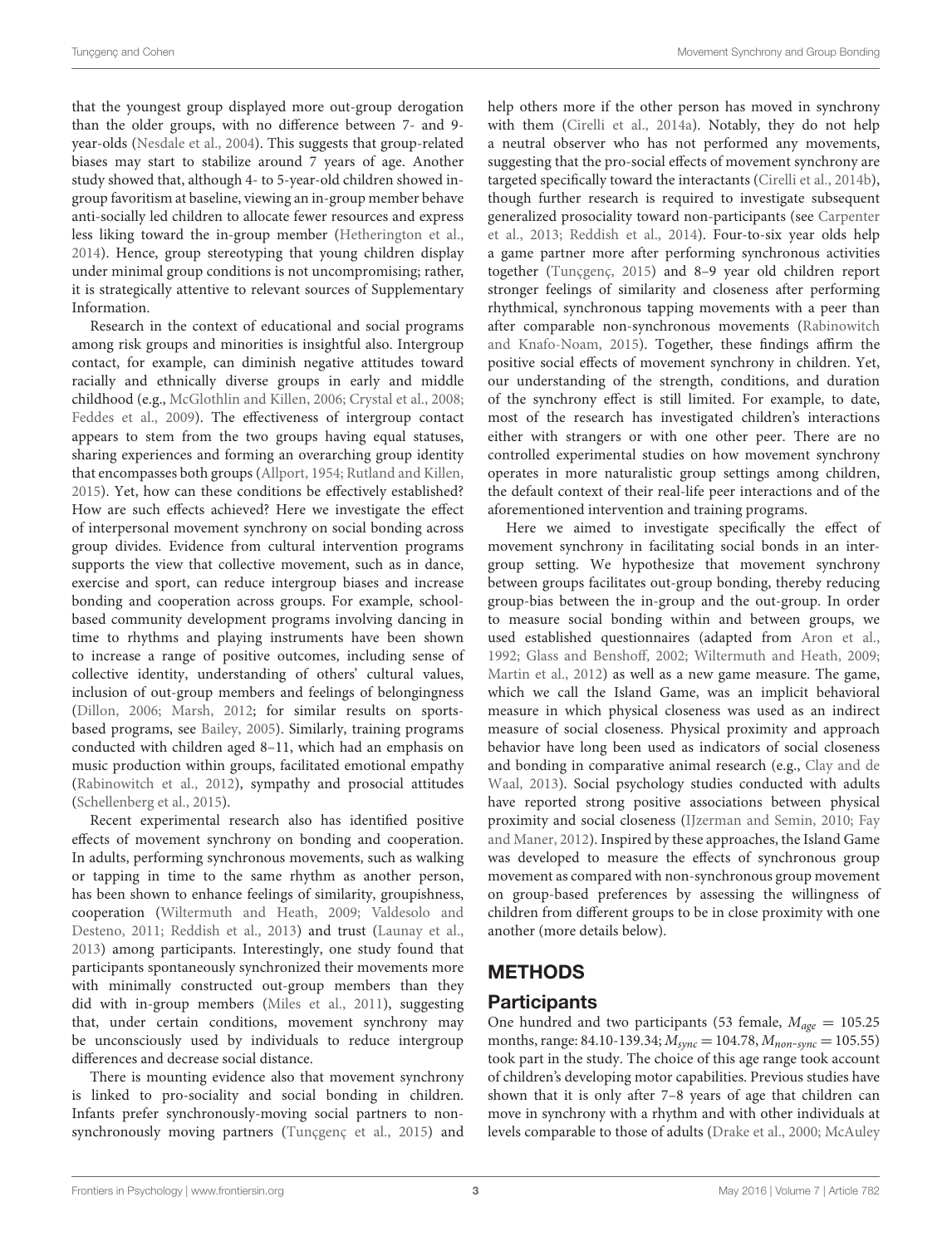that the youngest group displayed more out-group derogation than the older groups, with no difference between 7- and 9-year-olds (Nesdale et al., 2004). This suggests that group-related biases may start to stabilize around 7 years of age. Another study showed that, although 4- to 5-year-old children showed in-group favoritism at baseline, viewing an in-group member behave anti-socially led children to allocate fewer resources and express less liking toward the in-group member (Hetherington et al., 2014). Hence, group stereotyping that young children display under minimal group conditions is not uncompromising; rather, it is strategically attentive to relevant sources of Supplementary Information.

Research in the context of educational and social programs among risk groups and minorities is insightful also. Intergroup contact, for example, can diminish negative attitudes toward racially and ethnically diverse groups in early and middle childhood (e.g., McGlothlin and Killen, 2006; Crystal et al., 2008; Feddes et al., 2009). The effectiveness of intergroup contact appears to stem from the two groups having equal statuses, sharing experiences and forming an overarching group identity that encompasses both groups (Allport, 1954; Rutland and Killen, 2015). Yet, how can these conditions be effectively established? How are such effects achieved? Here we investigate the effect of interpersonal movement synchrony on social bonding across group divides. Evidence from cultural intervention programs supports the view that collective movement, such as in dance, exercise and sport, can reduce intergroup biases and increase bonding and cooperation across groups. For example, school-based community development programs involving dancing in time to rhythms and playing instruments have been shown to increase a range of positive outcomes, including sense of collective identity, understanding of others' cultural values, inclusion of out-group members and feelings of belongingness (Dillon, 2006; Marsh, 2012; for similar results on sports-based programs, see Bailey, 2005). Similarly, training programs conducted with children aged 8–11, which had an emphasis on music production within groups, facilitated emotional empathy (Rabinowitch et al., 2012), sympathy and prosocial attitudes (Schellenberg et al., 2015).

Recent experimental research also has identified positive effects of movement synchrony on bonding and cooperation. In adults, performing synchronous movements, such as walking or tapping in time to the same rhythm as another person, has been shown to enhance feelings of similarity, groupishness, cooperation (Wiltermuth and Heath, 2009; Valdesolo and Desteno, 2011; Reddish et al., 2013) and trust (Launay et al., 2013) among participants. Interestingly, one study found that participants spontaneously synchronized their movements more with minimally constructed out-group members than they did with in-group members (Miles et al., 2011), suggesting that, under certain conditions, movement synchrony may be unconsciously used by individuals to reduce intergroup differences and decrease social distance.

There is mounting evidence also that movement synchrony is linked to pro-sociality and social bonding in children. Infants prefer synchronously-moving social partners to non-synchronously moving partners (Tunçgenç et al., 2015) and help others more if the other person has moved in synchrony with them (Cirelli et al., 2014a). Notably, they do not help a neutral observer who has not performed any movements, suggesting that the pro-social effects of movement synchrony are targeted specifically toward the interactants (Cirelli et al., 2014b), though further research is required to investigate subsequent generalized prosociality toward non-participants (see Carpenter et al., 2013; Reddish et al., 2014). Four-to-six year olds help a game partner more after performing synchronous activities together (Tunçgenç, 2015) and 8–9 year old children report stronger feelings of similarity and closeness after performing rhythmical, synchronous tapping movements with a peer than after comparable non-synchronous movements (Rabinowitch and Knafo-Noam, 2015). Together, these findings affirm the positive social effects of movement synchrony in children. Yet, our understanding of the strength, conditions, and duration of the synchrony effect is still limited. For example, to date, most of the research has investigated children's interactions either with strangers or with one other peer. There are no controlled experimental studies on how movement synchrony operates in more naturalistic group settings among children, the default context of their real-life peer interactions and of the aforementioned intervention and training programs.

Here we aimed to investigate specifically the effect of movement synchrony in facilitating social bonds in an inter-group setting. We hypothesize that movement synchrony between groups facilitates out-group bonding, thereby reducing group-bias between the in-group and the out-group. In order to measure social bonding within and between groups, we used established questionnaires (adapted from Aron et al., 1992; Glass and Benshoff, 2002; Wiltermuth and Heath, 2009; Martin et al., 2012) as well as a new game measure. The game, which we call the Island Game, was an implicit behavioral measure in which physical closeness was used as an indirect measure of social closeness. Physical proximity and approach behavior have long been used as indicators of social closeness and bonding in comparative animal research (e.g., Clay and de Waal, 2013). Social psychology studies conducted with adults have reported strong positive associations between physical proximity and social closeness (IJzerman and Semin, 2010; Fay and Maner, 2012). Inspired by these approaches, the Island Game was developed to measure the effects of synchronous group movement as compared with non-synchronous group movement on group-based preferences by assessing the willingness of children from different groups to be in close proximity with one another (more details below).

# METHODS

## Participants

One hundred and two participants (53 female, $M_{age} = 105.25$ months, range: 84.10-139.34; $M_{sync} = 104.78$, $M_{non\text{-}sync} = 105.55$) took part in the study. The choice of this age range took account of children's developing motor capabilities. Previous studies have shown that it is only after 7–8 years of age that children can move in synchrony with a rhythm and with other individuals at levels comparable to those of adults (Drake et al., 2000; McAuley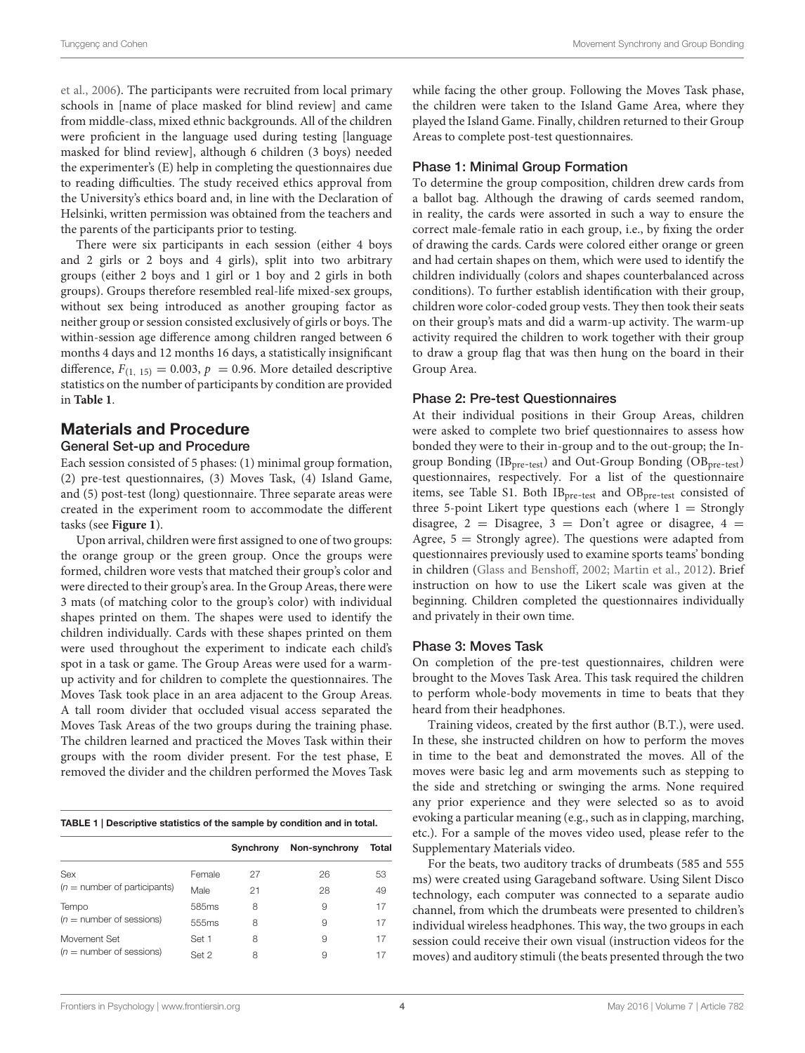et al., 2006). The participants were recruited from local primary schools in [name of place masked for blind review] and came from middle-class, mixed ethnic backgrounds. All of the children were proficient in the language used during testing [language masked for blind review], although 6 children (3 boys) needed the experimenter's (E) help in completing the questionnaires due to reading difficulties. The study received ethics approval from the University's ethics board and, in line with the Declaration of Helsinki, written permission was obtained from the teachers and the parents of the participants prior to testing.

There were six participants in each session (either 4 boys and 2 girls or 2 boys and 4 girls), split into two arbitrary groups (either 2 boys and 1 girl or 1 boy and 2 girls in both groups). Groups therefore resembled real-life mixed-sex groups, without sex being introduced as another grouping factor as neither group or session consisted exclusively of girls or boys. The within-session age difference among children ranged between 6 months 4 days and 12 months 16 days, a statistically insignificant difference, $F_{(1, 15)} = 0.003$, $p = 0.96$. More detailed descriptive statistics on the number of participants by condition are provided in **Table 1**.

## Materials and Procedure

### General Set-up and Procedure

Each session consisted of 5 phases: (1) minimal group formation, (2) pre-test questionnaires, (3) Moves Task, (4) Island Game, and (5) post-test (long) questionnaire. Three separate areas were created in the experiment room to accommodate the different tasks (see **Figure 1**).

Upon arrival, children were first assigned to one of two groups: the orange group or the green group. Once the groups were formed, children wore vests that matched their group's color and were directed to their group's area. In the Group Areas, there were 3 mats (of matching color to the group's color) with individual shapes printed on them. The shapes were used to identify the children individually. Cards with these shapes printed on them were used throughout the experiment to indicate each child's spot in a task or game. The Group Areas were used for a warm-up activity and for children to complete the questionnaires. The Moves Task took place in an area adjacent to the Group Areas. A tall room divider that occluded visual access separated the Moves Task Areas of the two groups during the training phase. The children learned and practiced the Moves Task within their groups with the room divider present. For the test phase, E removed the divider and the children performed the Moves Task while facing the other group. Following the Moves Task phase, the children were taken to the Island Game Area, where they played the Island Game. Finally, children returned to their Group Areas to complete post-test questionnaires.

**TABLE 1 | Descriptive statistics of the sample by condition and in total.**

| | | Synchrony | Non-synchrony | Total |
|---|---|---|---|---|
| Sex ($n$ = number of participants) | Female | 27 | 26 | 53 |
| | Male | 21 | 28 | 49 |
| Tempo ($n$ = number of sessions) | 585ms | 8 | 9 | 17 |
| | 555ms | 8 | 9 | 17 |
| Movement Set ($n$ = number of sessions) | Set 1 | 8 | 9 | 17 |
| | Set 2 | 8 | 9 | 17 |

### Phase 1: Minimal Group Formation

To determine the group composition, children drew cards from a ballot bag. Although the drawing of cards seemed random, in reality, the cards were assorted in such a way to ensure the correct male-female ratio in each group, i.e., by fixing the order of drawing the cards. Cards were colored either orange or green and had certain shapes on them, which were used to identify the children individually (colors and shapes counterbalanced across conditions). To further establish identification with their group, children wore color-coded group vests. They then took their seats on their group's mats and did a warm-up activity. The warm-up activity required the children to work together with their group to draw a group flag that was then hung on the board in their Group Area.

### Phase 2: Pre-test Questionnaires

At their individual positions in their Group Areas, children were asked to complete two brief questionnaires to assess how bonded they were to their in-group and to the out-group; the In-group Bonding ($IB_{pre\text{-}test}$) and Out-Group Bonding ($OB_{pre\text{-}test}$) questionnaires, respectively. For a list of the questionnaire items, see Table S1. Both $IB_{pre\text{-}test}$ and $OB_{pre\text{-}test}$ consisted of three 5-point Likert type questions each (where 1 = Strongly disagree, 2 = Disagree, 3 = Don't agree or disagree, 4 = Agree, 5 = Strongly agree). The questions were adapted from questionnaires previously used to examine sports teams' bonding in children (Glass and Benshoff, 2002; Martin et al., 2012). Brief instruction on how to use the Likert scale was given at the beginning. Children completed the questionnaires individually and privately in their own time.

### Phase 3: Moves Task

On completion of the pre-test questionnaires, children were brought to the Moves Task Area. This task required the children to perform whole-body movements in time to beats that they heard from their headphones.

Training videos, created by the first author (B.T.), were used. In these, she instructed children on how to perform the moves in time to the beat and demonstrated the moves. All of the moves were basic leg and arm movements such as stepping to the side and stretching or swinging the arms. None required any prior experience and they were selected so as to avoid evoking a particular meaning (e.g., such as in clapping, marching, etc.). For a sample of the moves video used, please refer to the Supplementary Materials video.

For the beats, two auditory tracks of drumbeats (585 and 555 ms) were created using Garageband software. Using Silent Disco technology, each computer was connected to a separate audio channel, from which the drumbeats were presented to children's individual wireless headphones. This way, the two groups in each session could receive their own visual (instruction videos for the moves) and auditory stimuli (the beats presented through the two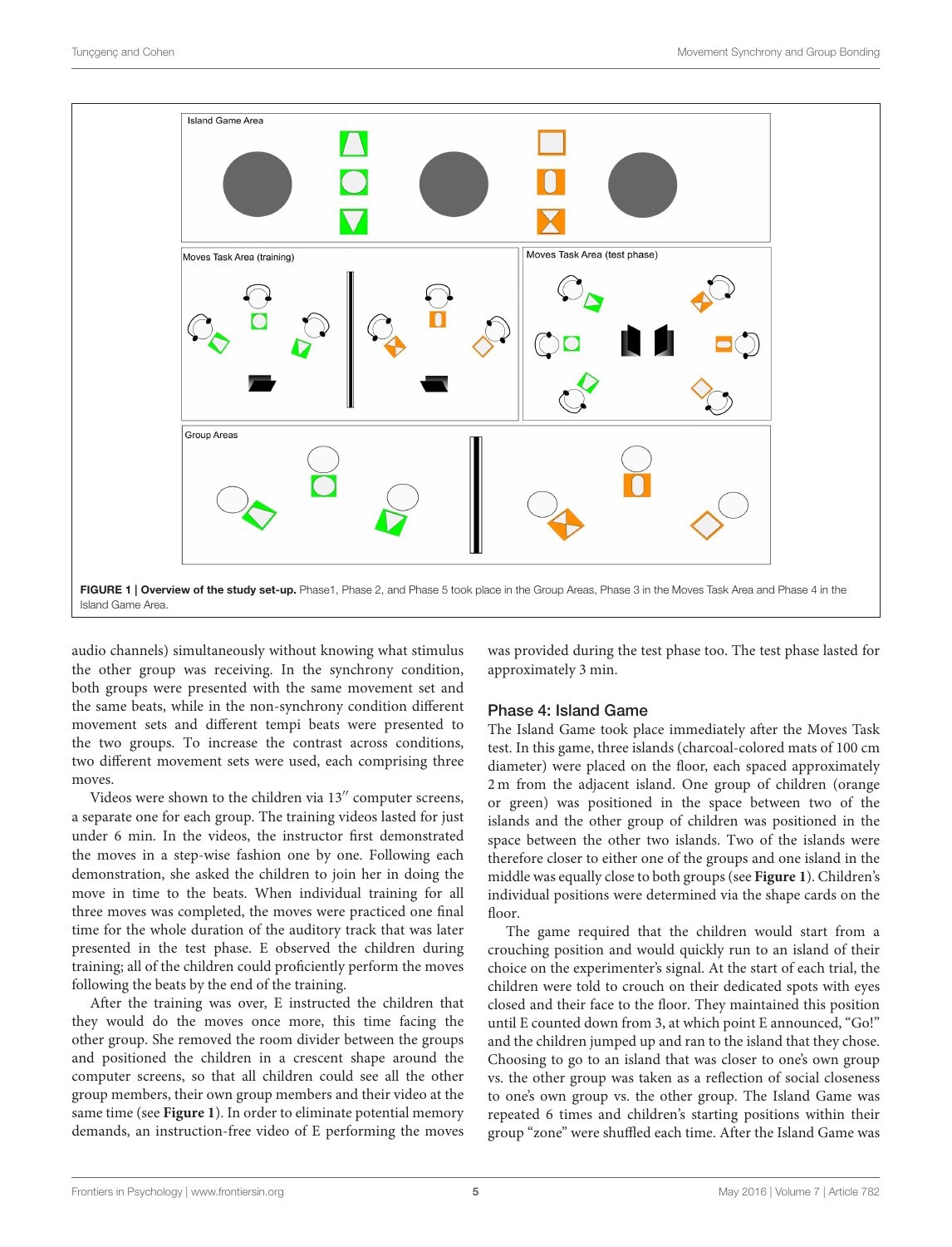**FIGURE 1 | Overview of the study set-up.** Phase1, Phase 2, and Phase 5 took place in the Group Areas, Phase 3 in the Moves Task Area and Phase 4 in the Island Game Area.

audio channels) simultaneously without knowing what stimulus the other group was receiving. In the synchrony condition, both groups were presented with the same movement set and the same beats, while in the non-synchrony condition different movement sets and different tempi beats were presented to the two groups. To increase the contrast across conditions, two different movement sets were used, each comprising three moves.

Videos were shown to the children via 13″ computer screens, a separate one for each group. The training videos lasted for just under 6 min. In the videos, the instructor first demonstrated the moves in a step-wise fashion one by one. Following each demonstration, she asked the children to join her in doing the move in time to the beats. When individual training for all three moves was completed, the moves were practiced one final time for the whole duration of the auditory track that was later presented in the test phase. E observed the children during training; all of the children could proficiently perform the moves following the beats by the end of the training.

After the training was over, E instructed the children that they would do the moves once more, this time facing the other group. She removed the room divider between the groups and positioned the children in a crescent shape around the computer screens, so that all children could see all the other group members, their own group members and their video at the same time (see **Figure 1**). In order to eliminate potential memory demands, an instruction-free video of E performing the moves was provided during the test phase too. The test phase lasted for approximately 3 min.

## Phase 4: Island Game

The Island Game took place immediately after the Moves Task test. In this game, three islands (charcoal-colored mats of 100 cm diameter) were placed on the floor, each spaced approximately 2 m from the adjacent island. One group of children (orange or green) was positioned in the space between two of the islands and the other group of children was positioned in the space between the other two islands. Two of the islands were therefore closer to either one of the groups and one island in the middle was equally close to both groups (see **Figure 1**). Children's individual positions were determined via the shape cards on the floor.

The game required that the children would start from a crouching position and would quickly run to an island of their choice on the experimenter's signal. At the start of each trial, the children were told to crouch on their dedicated spots with eyes closed and their face to the floor. They maintained this position until E counted down from 3, at which point E announced, "Go!" and the children jumped up and ran to the island that they chose. Choosing to go to an island that was closer to one's own group vs. the other group was taken as a reflection of social closeness to one's own group vs. the other group. The Island Game was repeated 6 times and children's starting positions within their group "zone" were shuffled each time. After the Island Game was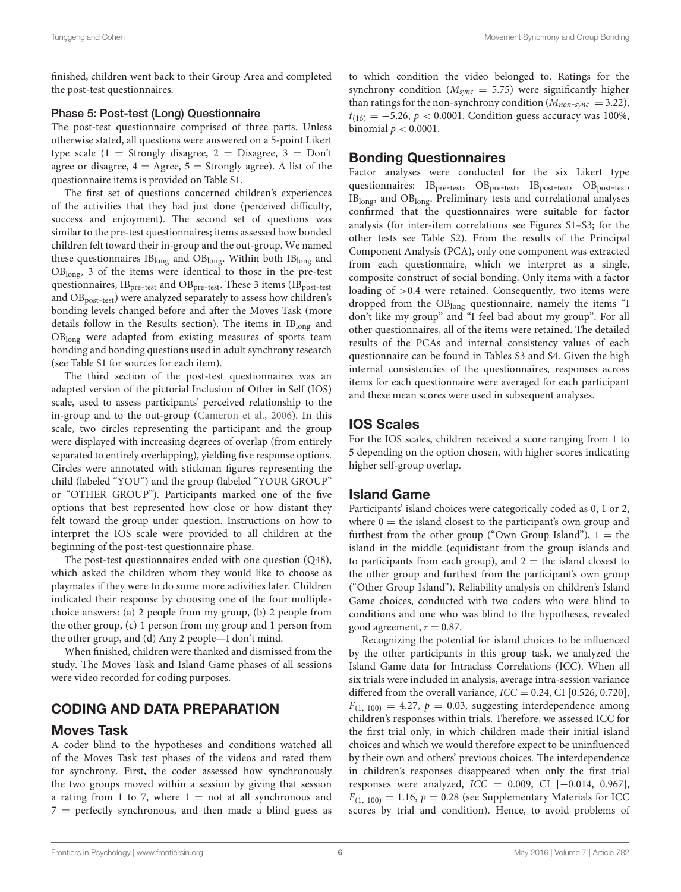finished, children went back to their Group Area and completed the post-test questionnaires.

### Phase 5: Post-test (Long) Questionnaire

The post-test questionnaire comprised of three parts. Unless otherwise stated, all questions were answered on a 5-point Likert type scale (1 = Strongly disagree, 2 = Disagree, 3 = Don't agree or disagree, 4 = Agree, 5 = Strongly agree). A list of the questionnaire items is provided on Table S1.

The first set of questions concerned children's experiences of the activities that they had just done (perceived difficulty, success and enjoyment). The second set of questions was similar to the pre-test questionnaires; items assessed how bonded children felt toward their in-group and the out-group. We named these questionnaires $IB_{long}$ and $OB_{long}$. Within both $IB_{long}$ and $OB_{long}$, 3 of the items were identical to those in the pre-test questionnaires, $IB_{pre\text{-}test}$ and $OB_{pre\text{-}test}$. These 3 items ($IB_{post\text{-}test}$ and $OB_{post\text{-}test}$) were analyzed separately to assess how children's bonding levels changed before and after the Moves Task (more details follow in the Results section). The items in $IB_{long}$ and $OB_{long}$ were adapted from existing measures of sports team bonding and bonding questions used in adult synchrony research (see Table S1 for sources for each item).

The third section of the post-test questionnaires was an adapted version of the pictorial Inclusion of Other in Self (IOS) scale, used to assess participants' perceived relationship to the in-group and to the out-group (Cameron et al., 2006). In this scale, two circles representing the participant and the group were displayed with increasing degrees of overlap (from entirely separated to entirely overlapping), yielding five response options. Circles were annotated with stickman figures representing the child (labeled "YOU") and the group (labeled "YOUR GROUP" or "OTHER GROUP"). Participants marked one of the five options that best represented how close or how distant they felt toward the group under question. Instructions on how to interpret the IOS scale were provided to all children at the beginning of the post-test questionnaire phase.

The post-test questionnaires ended with one question (Q48), which asked the children whom they would like to choose as playmates if they were to do some more activities later. Children indicated their response by choosing one of the four multiple-choice answers: (a) 2 people from my group, (b) 2 people from the other group, (c) 1 person from my group and 1 person from the other group, and (d) Any 2 people—I don't mind.

When finished, children were thanked and dismissed from the study. The Moves Task and Island Game phases of all sessions were video recorded for coding purposes.

## CODING AND DATA PREPARATION

### Moves Task

A coder blind to the hypotheses and conditions watched all of the Moves Task test phases of the videos and rated them for synchrony. First, the coder assessed how synchronously the two groups moved within a session by giving that session a rating from 1 to 7, where 1 = not at all synchronous and 7 = perfectly synchronous, and then made a blind guess as to which condition the video belonged to. Ratings for the synchrony condition ($M_{sync} = 5.75$) were significantly higher than ratings for the non-synchrony condition ($M_{non\text{-}sync} = 3.22$), $t_{(16)} = -5.26$, $p < 0.0001$. Condition guess accuracy was 100%, binomial $p < 0.0001$.

### Bonding Questionnaires

Factor analyses were conducted for the six Likert type questionnaires: $IB_{pre\text{-}test}$, $OB_{pre\text{-}test}$, $IB_{post\text{-}test}$, $OB_{post\text{-}test}$, $IB_{long}$, and $OB_{long}$. Preliminary tests and correlational analyses confirmed that the questionnaires were suitable for factor analysis (for inter-item correlations see Figures S1–S3; for the other tests see Table S2). From the results of the Principal Component Analysis (PCA), only one component was extracted from each questionnaire, which we interpret as a single, composite construct of social bonding. Only items with a factor loading of >0.4 were retained. Consequently, two items were dropped from the $OB_{long}$ questionnaire, namely the items "I don't like my group" and "I feel bad about my group". For all other questionnaires, all of the items were retained. The detailed results of the PCAs and internal consistency values of each questionnaire can be found in Tables S3 and S4. Given the high internal consistencies of the questionnaires, responses across items for each questionnaire were averaged for each participant and these mean scores were used in subsequent analyses.

### IOS Scales

For the IOS scales, children received a score ranging from 1 to 5 depending on the option chosen, with higher scores indicating higher self-group overlap.

### Island Game

Participants' island choices were categorically coded as 0, 1 or 2, where 0 = the island closest to the participant's own group and furthest from the other group ("Own Group Island"), 1 = the island in the middle (equidistant from the group islands and to participants from each group), and 2 = the island closest to the other group and furthest from the participant's own group ("Other Group Island"). Reliability analysis on children's Island Game choices, conducted with two coders who were blind to conditions and one who was blind to the hypotheses, revealed good agreement, $r = 0.87$.

Recognizing the potential for island choices to be influenced by the other participants in this group task, we analyzed the Island Game data for Intraclass Correlations (ICC). When all six trials were included in analysis, average intra-session variance differed from the overall variance, $ICC = 0.24$, CI [0.526, 0.720], $F_{(1,\ 100)} = 4.27$, $p = 0.03$, suggesting interdependence among children's responses within trials. Therefore, we assessed ICC for the first trial only, in which children made their initial island choices and which we would therefore expect to be uninfluenced by their own and others' previous choices. The interdependence in children's responses disappeared when only the first trial responses were analyzed, $ICC = 0.009$, CI [−0.014, 0.967], $F_{(1,\ 100)} = 1.16$, $p = 0.28$ (see Supplementary Materials for ICC scores by trial and condition). Hence, to avoid problems of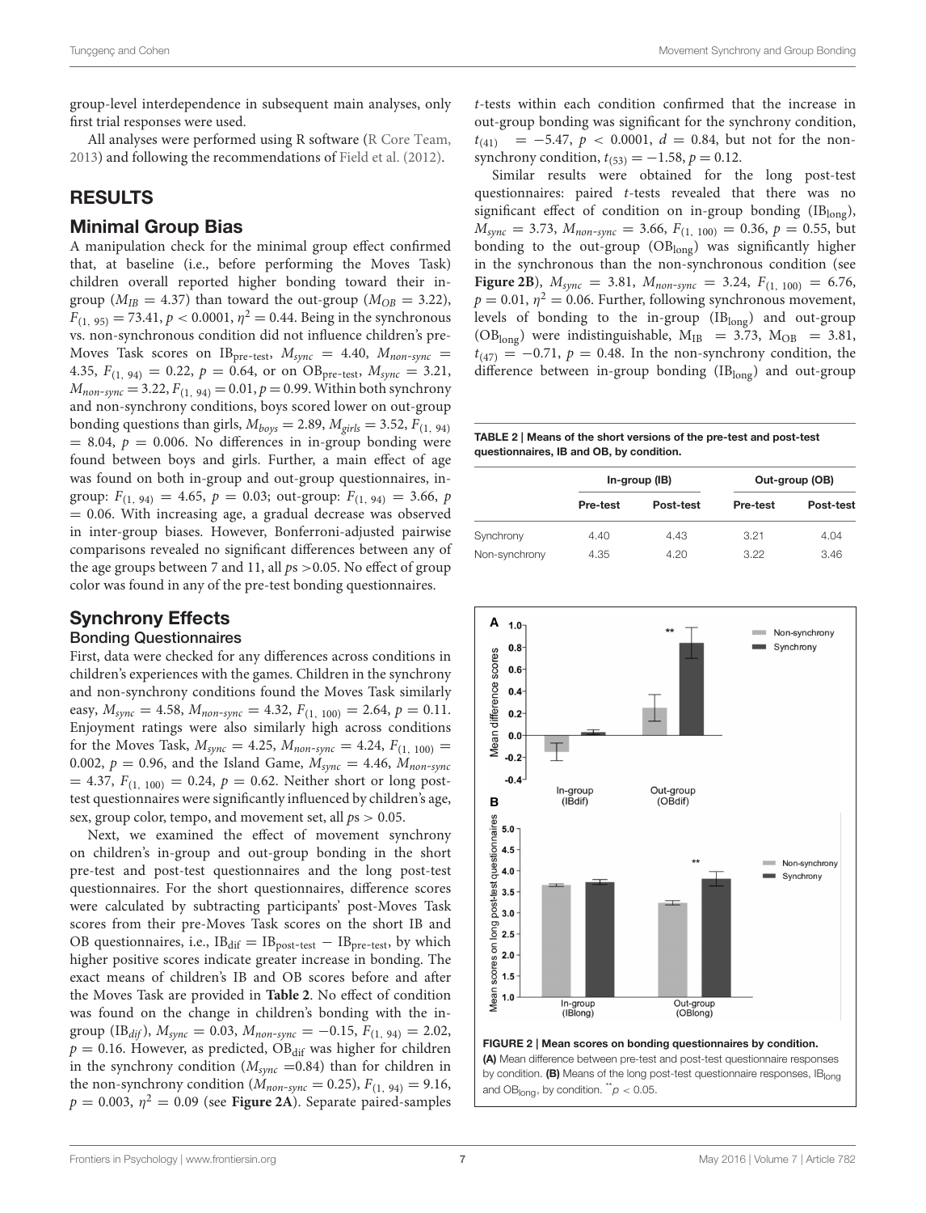group-level interdependence in subsequent main analyses, only first trial responses were used.

All analyses were performed using R software (R Core Team, 2013) and following the recommendations of Field et al. (2012).

## RESULTS

### Minimal Group Bias

A manipulation check for the minimal group effect confirmed that, at baseline (i.e., before performing the Moves Task) children overall reported higher bonding toward their in-group ($M_{IB} = 4.37$) than toward the out-group ($M_{OB} = 3.22$), $F_{(1, 95)} = 73.41, p < 0.0001, \eta^2 = 0.44$. Being in the synchronous vs. non-synchronous condition did not influence children's pre-Moves Task scores on $IB_{pre\text{-}test}$, $M_{sync} = 4.40$, $M_{non\text{-}sync} = 4.35$, $F_{(1, 94)} = 0.22$, $p = 0.64$, or on $OB_{pre\text{-}test}$, $M_{sync} = 3.21$, $M_{non\text{-}sync} = 3.22$, $F_{(1, 94)} = 0.01$, $p = 0.99$. Within both synchrony and non-synchrony conditions, boys scored lower on out-group bonding questions than girls, $M_{boys} = 2.89$, $M_{girls} = 3.52$, $F_{(1, 94)} = 8.04$, $p = 0.006$. No differences in in-group bonding were found between boys and girls. Further, a main effect of age was found on both in-group and out-group questionnaires, in-group: $F_{(1, 94)} = 4.65$, $p = 0.03$; out-group: $F_{(1, 94)} = 3.66$, $p = 0.06$. With increasing age, a gradual decrease was observed in inter-group biases. However, Bonferroni-adjusted pairwise comparisons revealed no significant differences between any of the age groups between 7 and 11, all $ps > 0.05$. No effect of group color was found in any of the pre-test bonding questionnaires.

### Synchrony Effects

#### Bonding Questionnaires

First, data were checked for any differences across conditions in children's experiences with the games. Children in the synchrony and non-synchrony conditions found the Moves Task similarly easy, $M_{sync} = 4.58$, $M_{non\text{-}sync} = 4.32$, $F_{(1, 100)} = 2.64$, $p = 0.11$. Enjoyment ratings were also similarly high across conditions for the Moves Task, $M_{sync} = 4.25$, $M_{non\text{-}sync} = 4.24$, $F_{(1, 100)} = 0.002$, $p = 0.96$, and the Island Game, $M_{sync} = 4.46$, $M_{non\text{-}sync} = 4.37$, $F_{(1, 100)} = 0.24$, $p = 0.62$. Neither short or long post-test questionnaires were significantly influenced by children's age, sex, group color, tempo, and movement set, all $ps > 0.05$.

Next, we examined the effect of movement synchrony on children's in-group and out-group bonding in the short pre-test and post-test questionnaires and the long post-test questionnaires. For the short questionnaires, difference scores were calculated by subtracting participants' post-Moves Task scores from their pre-Moves Task scores on the short IB and OB questionnaires, i.e., $IB_{dif} = IB_{post\text{-}test} - IB_{pre\text{-}test}$, by which higher positive scores indicate greater increase in bonding. The exact means of children's IB and OB scores before and after the Moves Task are provided in **Table 2**. No effect of condition was found on the change in children's bonding with the in-group ($IB_{dif}$), $M_{sync} = 0.03$, $M_{non\text{-}sync} = -0.15$, $F_{(1, 94)} = 2.02$, $p = 0.16$. However, as predicted, $OB_{dif}$ was higher for children in the synchrony condition ($M_{sync} = 0.84$) than for children in the non-synchrony condition ($M_{non\text{-}sync} = 0.25$), $F_{(1, 94)} = 9.16$, $p = 0.003$, $\eta^2 = 0.09$ (see **Figure 2A**). Separate paired-samples $t$-tests within each condition confirmed that the increase in out-group bonding was significant for the synchrony condition, $t_{(41)} = -5.47$, $p < 0.0001$, $d = 0.84$, but not for the non-synchrony condition, $t_{(53)} = -1.58$, $p = 0.12$.

Similar results were obtained for the long post-test questionnaires: paired $t$-tests revealed that there was no significant effect of condition on in-group bonding ($IB_{long}$), $M_{sync} = 3.73$, $M_{non\text{-}sync} = 3.66$, $F_{(1, 100)} = 0.36$, $p = 0.55$, but bonding to the out-group ($OB_{long}$) was significantly higher in the synchronous than the non-synchronous condition (see **Figure 2B**), $M_{sync} = 3.81$, $M_{non\text{-}sync} = 3.24$, $F_{(1, 100)} = 6.76$, $p = 0.01$, $\eta^2 = 0.06$. Further, following synchronous movement, levels of bonding to the in-group ($IB_{long}$) and out-group ($OB_{long}$) were indistinguishable, $M_{IB} = 3.73$, $M_{OB} = 3.81$, $t_{(47)} = -0.71$, $p = 0.48$. In the non-synchrony condition, the difference between in-group bonding ($IB_{long}$) and out-group

**TABLE 2 | Means of the short versions of the pre-test and post-test questionnaires, IB and OB, by condition.**

| | In-group (IB) | | Out-group (OB) | |
|---|---|---|---|---|
| | Pre-test | Post-test | Pre-test | Post-test |
| Synchrony | 4.40 | 4.43 | 3.21 | 4.04 |
| Non-synchrony | 4.35 | 4.20 | 3.22 | 3.46 |

**FIGURE 2 | Mean scores on bonding questionnaires by condition.** **(A)** Mean difference between pre-test and post-test questionnaire responses by condition. **(B)** Means of the long post-test questionnaire responses, $IB_{long}$ and $OB_{long}$, by condition. $^{**}p < 0.05$.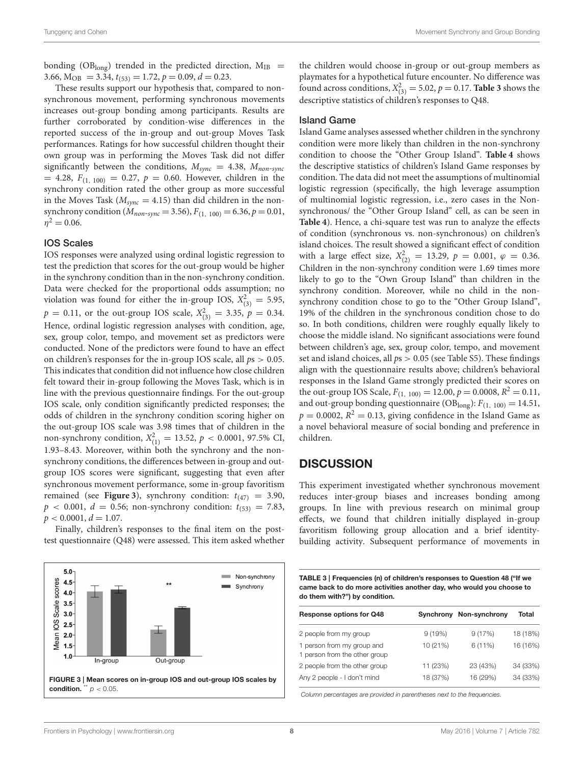bonding ($OB_{long}$) trended in the predicted direction, $M_{IB}$ = 3.66, $M_{OB}$ = 3.34, $t_{(53)} = 1.72$, $p = 0.09$, $d = 0.23$.

These results support our hypothesis that, compared to non-synchronous movement, performing synchronous movements increases out-group bonding among participants. Results are further corroborated by condition-wise differences in the reported success of the in-group and out-group Moves Task performances. Ratings for how successful children thought their own group was in performing the Moves Task did not differ significantly between the conditions, $M_{sync} = 4.38$, $M_{non\text{-}sync} = 4.28$, $F_{(1, 100)} = 0.27$, $p = 0.60$. However, children in the synchrony condition rated the other group as more successful in the Moves Task ($M_{sync} = 4.15$) than did children in the non-synchrony condition ($M_{non\text{-}sync} = 3.56$), $F_{(1, 100)} = 6.36$, $p = 0.01$, $\eta^2 = 0.06$.

### IOS Scales

IOS responses were analyzed using ordinal logistic regression to test the prediction that scores for the out-group would be higher in the synchrony condition than in the non-synchrony condition. Data were checked for the proportional odds assumption; no violation was found for either the in-group IOS, $X^2_{(3)} = 5.95$, $p = 0.11$, or the out-group IOS scale, $X^2_{(3)} = 3.35$, $p = 0.34$. Hence, ordinal logistic regression analyses with condition, age, sex, group color, tempo, and movement set as predictors were conducted. None of the predictors were found to have an effect on children's responses for the in-group IOS scale, all $ps > 0.05$. This indicates that condition did not influence how close children felt toward their in-group following the Moves Task, which is in line with the previous questionnaire findings. For the out-group IOS scale, only condition significantly predicted responses; the odds of children in the synchrony condition scoring higher on the out-group IOS scale was 3.98 times that of children in the non-synchrony condition, $X^2_{(1)} = 13.52$, $p < 0.0001$, 97.5% CI, 1.93–8.43. Moreover, within both the synchrony and the non-synchrony conditions, the differences between in-group and out-group IOS scores were significant, suggesting that even after synchronous movement performance, some in-group favoritism remained (see **Figure 3**), synchrony condition: $t_{(47)} = 3.90$, $p < 0.001$, $d = 0.56$; non-synchrony condition: $t_{(53)} = 7.83$, $p < 0.0001$, $d = 1.07$.

Finally, children's responses to the final item on the post-test questionnaire (Q48) were assessed. This item asked whether the children would choose in-group or out-group members as playmates for a hypothetical future encounter. No difference was found across conditions, $X^2_{(3)} = 5.02$, $p = 0.17$. **Table 3** shows the descriptive statistics of children's responses to Q48.

**FIGURE 3 | Mean scores on in-group IOS and out-group IOS scales by condition.** ** $p < 0.05$.

**TABLE 3 | Frequencies (n) of children's responses to Question 48 ("If we came back to do more activities another day, who would you choose to do them with?") by condition.**

| Response options for Q48 | Synchrony | Non-synchrony | Total |
|---|---|---|---|
| 2 people from my group | 9 (19%) | 9 (17%) | 18 (18%) |
| 1 person from my group and 1 person from the other group | 10 (21%) | 6 (11%) | 16 (16%) |
| 2 people from the other group | 11 (23%) | 23 (43%) | 34 (33%) |
| Any 2 people - I don't mind | 18 (37%) | 16 (29%) | 34 (33%) |

*Column percentages are provided in parentheses next to the frequencies.*

### Island Game

Island Game analyses assessed whether children in the synchrony condition were more likely than children in the non-synchrony condition to choose the "Other Group Island". **Table 4** shows the descriptive statistics of children's Island Game responses by condition. The data did not meet the assumptions of multinomial logistic regression (specifically, the high leverage assumption of multinomial logistic regression, i.e., zero cases in the Non-synchronous/ the "Other Group Island" cell, as can be seen in **Table 4**). Hence, a chi-square test was run to analyze the effects of condition (synchronous vs. non-synchronous) on children's island choices. The result showed a significant effect of condition with a large effect size, $X^2_{(2)} = 13.29$, $p = 0.001$, $\varphi = 0.36$. Children in the non-synchrony condition were 1.69 times more likely to go to the "Own Group Island" than children in the synchrony condition. Moreover, while no child in the non-synchrony condition chose to go to the "Other Group Island", 19% of the children in the synchronous condition chose to do so. In both conditions, children were roughly equally likely to choose the middle island. No significant associations were found between children's age, sex, group color, tempo, and movement set and island choices, all $ps > 0.05$ (see Table S5). These findings align with the questionnaire results above; children's behavioral responses in the Island Game strongly predicted their scores on the out-group IOS Scale, $F_{(1, 100)} = 12.00$, $p = 0.0008$, $R^2 = 0.11$, and out-group bonding questionnaire ($OB_{long}$): $F_{(1, 100)} = 14.51$, $p = 0.0002$, $R^2 = 0.13$, giving confidence in the Island Game as a novel behavioral measure of social bonding and preference in children.

## DISCUSSION

This experiment investigated whether synchronous movement reduces inter-group biases and increases bonding among groups. In line with previous research on minimal group effects, we found that children initially displayed in-group favoritism following group allocation and a brief identity-building activity. Subsequent performance of movements in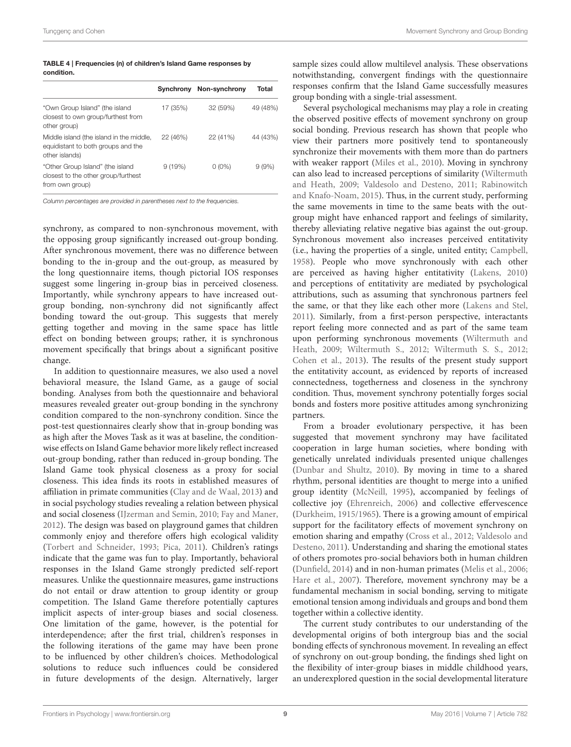**TABLE 4 | Frequencies (n) of children's Island Game responses by condition.**

| | Synchrony | Non-synchrony | Total |
|---|---|---|---|
| "Own Group Island" (the island closest to own group/furthest from other group) | 17 (35%) | 32 (59%) | 49 (48%) |
| Middle island (the island in the middle, equidistant to both groups and the other islands) | 22 (46%) | 22 (41%) | 44 (43%) |
| "Other Group Island" (the island closest to the other group/furthest from own group) | 9 (19%) | 0 (0%) | 9 (9%) |

*Column percentages are provided in parentheses next to the frequencies.*

synchrony, as compared to non-synchronous movement, with the opposing group significantly increased out-group bonding. After synchronous movement, there was no difference between bonding to the in-group and the out-group, as measured by the long questionnaire items, though pictorial IOS responses suggest some lingering in-group bias in perceived closeness. Importantly, while synchrony appears to have increased out-group bonding, non-synchrony did not significantly affect bonding toward the out-group. This suggests that merely getting together and moving in the same space has little effect on bonding between groups; rather, it is synchronous movement specifically that brings about a significant positive change.

In addition to questionnaire measures, we also used a novel behavioral measure, the Island Game, as a gauge of social bonding. Analyses from both the questionnaire and behavioral measures revealed greater out-group bonding in the synchrony condition compared to the non-synchrony condition. Since the post-test questionnaires clearly show that in-group bonding was as high after the Moves Task as it was at baseline, the condition-wise effects on Island Game behavior more likely reflect increased out-group bonding, rather than reduced in-group bonding. The Island Game took physical closeness as a proxy for social closeness. This idea finds its roots in established measures of affiliation in primate communities (Clay and de Waal, 2013) and in social psychology studies revealing a relation between physical and social closeness (IJzerman and Semin, 2010; Fay and Maner, 2012). The design was based on playground games that children commonly enjoy and therefore offers high ecological validity (Torbert and Schneider, 1993; Pica, 2011). Children's ratings indicate that the game was fun to play. Importantly, behavioral responses in the Island Game strongly predicted self-report measures. Unlike the questionnaire measures, game instructions do not entail or draw attention to group identity or group competition. The Island Game therefore potentially captures implicit aspects of inter-group biases and social closeness. One limitation of the game, however, is the potential for interdependence; after the first trial, children's responses in the following iterations of the game may have been prone to be influenced by other children's choices. Methodological solutions to reduce such influences could be considered in future developments of the design. Alternatively, larger sample sizes could allow multilevel analysis. These observations notwithstanding, convergent findings with the questionnaire responses confirm that the Island Game successfully measures group bonding with a single-trial assessment.

Several psychological mechanisms may play a role in creating the observed positive effects of movement synchrony on group social bonding. Previous research has shown that people who view their partners more positively tend to spontaneously synchronize their movements with them more than do partners with weaker rapport (Miles et al., 2010). Moving in synchrony can also lead to increased perceptions of similarity (Wiltermuth and Heath, 2009; Valdesolo and Desteno, 2011; Rabinowitch and Knafo-Noam, 2015). Thus, in the current study, performing the same movements in time to the same beats with the out-group might have enhanced rapport and feelings of similarity, thereby alleviating relative negative bias against the out-group. Synchronous movement also increases perceived entitativity (i.e., having the properties of a single, united entity; Campbell, 1958). People who move synchronously with each other are perceived as having higher entitativity (Lakens, 2010) and perceptions of entitativity are mediated by psychological attributions, such as assuming that synchronous partners feel the same, or that they like each other more (Lakens and Stel, 2011). Similarly, from a first-person perspective, interactants report feeling more connected and as part of the same team upon performing synchronous movements (Wiltermuth and Heath, 2009; Wiltermuth S., 2012; Wiltermuth S. S., 2012; Cohen et al., 2013). The results of the present study support the entitativity account, as evidenced by reports of increased connectedness, togetherness and closeness in the synchrony condition. Thus, movement synchrony potentially forges social bonds and fosters more positive attitudes among synchronizing partners.

From a broader evolutionary perspective, it has been suggested that movement synchrony may have facilitated cooperation in large human societies, where bonding with genetically unrelated individuals presented unique challenges (Dunbar and Shultz, 2010). By moving in time to a shared rhythm, personal identities are thought to merge into a unified group identity (McNeill, 1995), accompanied by feelings of collective joy (Ehrenreich, 2006) and collective effervescence (Durkheim, 1915/1965). There is a growing amount of empirical support for the facilitatory effects of movement synchrony on emotion sharing and empathy (Cross et al., 2012; Valdesolo and Desteno, 2011). Understanding and sharing the emotional states of others promotes pro-social behaviors both in human children (Dunfield, 2014) and in non-human primates (Melis et al., 2006; Hare et al., 2007). Therefore, movement synchrony may be a fundamental mechanism in social bonding, serving to mitigate emotional tension among individuals and groups and bond them together within a collective identity.

The current study contributes to our understanding of the developmental origins of both intergroup bias and the social bonding effects of synchronous movement. In revealing an effect of synchrony on out-group bonding, the findings shed light on the flexibility of inter-group biases in middle childhood years, an underexplored question in the social developmental literature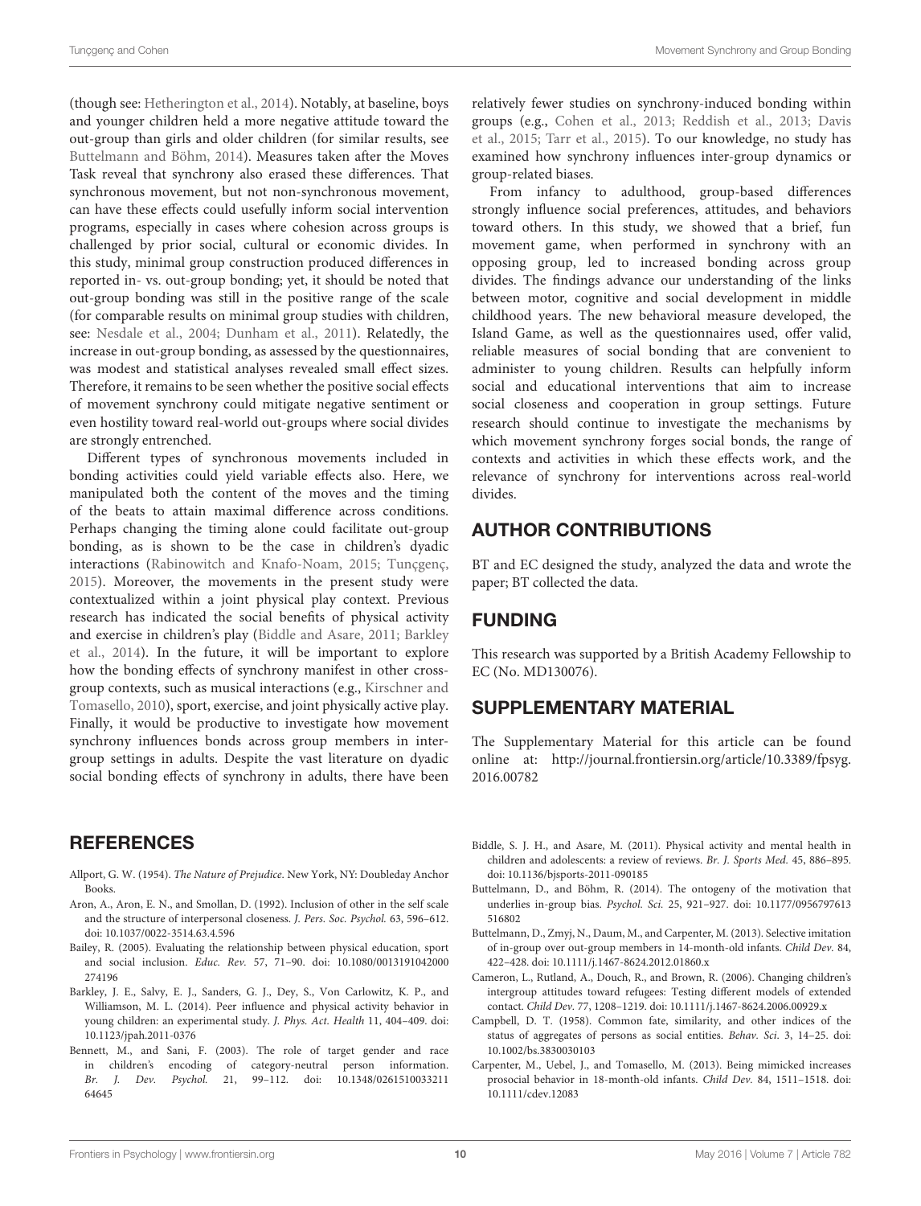(though see: Hetherington et al., 2014). Notably, at baseline, boys and younger children held a more negative attitude toward the out-group than girls and older children (for similar results, see Buttelmann and Böhm, 2014). Measures taken after the Moves Task reveal that synchrony also erased these differences. That synchronous movement, but not non-synchronous movement, can have these effects could usefully inform social intervention programs, especially in cases where cohesion across groups is challenged by prior social, cultural or economic divides. In this study, minimal group construction produced differences in reported in- vs. out-group bonding; yet, it should be noted that out-group bonding was still in the positive range of the scale (for comparable results on minimal group studies with children, see: Nesdale et al., 2004; Dunham et al., 2011). Relatedly, the increase in out-group bonding, as assessed by the questionnaires, was modest and statistical analyses revealed small effect sizes. Therefore, it remains to be seen whether the positive social effects of movement synchrony could mitigate negative sentiment or even hostility toward real-world out-groups where social divides are strongly entrenched.

Different types of synchronous movements included in bonding activities could yield variable effects also. Here, we manipulated both the content of the moves and the timing of the beats to attain maximal difference across conditions. Perhaps changing the timing alone could facilitate out-group bonding, as is shown to be the case in children's dyadic interactions (Rabinowitch and Knafo-Noam, 2015; Tunçgenç, 2015). Moreover, the movements in the present study were contextualized within a joint physical play context. Previous research has indicated the social benefits of physical activity and exercise in children's play (Biddle and Asare, 2011; Barkley et al., 2014). In the future, it will be important to explore how the bonding effects of synchrony manifest in other cross-group contexts, such as musical interactions (e.g., Kirschner and Tomasello, 2010), sport, exercise, and joint physically active play. Finally, it would be productive to investigate how movement synchrony influences bonds across group members in inter-group settings in adults. Despite the vast literature on dyadic social bonding effects of synchrony in adults, there have been relatively fewer studies on synchrony-induced bonding within groups (e.g., Cohen et al., 2013; Reddish et al., 2013; Davis et al., 2015; Tarr et al., 2015). To our knowledge, no study has examined how synchrony influences inter-group dynamics or group-related biases.

From infancy to adulthood, group-based differences strongly influence social preferences, attitudes, and behaviors toward others. In this study, we showed that a brief, fun movement game, when performed in synchrony with an opposing group, led to increased bonding across group divides. The findings advance our understanding of the links between motor, cognitive and social development in middle childhood years. The new behavioral measure developed, the Island Game, as well as the questionnaires used, offer valid, reliable measures of social bonding that are convenient to administer to young children. Results can helpfully inform social and educational interventions that aim to increase social closeness and cooperation in group settings. Future research should continue to investigate the mechanisms by which movement synchrony forges social bonds, the range of contexts and activities in which these effects work, and the relevance of synchrony for interventions across real-world divides.

## AUTHOR CONTRIBUTIONS

BT and EC designed the study, analyzed the data and wrote the paper; BT collected the data.

## FUNDING

This research was supported by a British Academy Fellowship to EC (No. MD130076).

## SUPPLEMENTARY MATERIAL

The Supplementary Material for this article can be found online at: http://journal.frontiersin.org/article/10.3389/fpsyg.2016.00782

## REFERENCES

Allport, G. W. (1954). *The Nature of Prejudice*. New York, NY: Doubleday Anchor Books.

Aron, A., Aron, E. N., and Smollan, D. (1992). Inclusion of other in the self scale and the structure of interpersonal closeness. *J. Pers. Soc. Psychol.* 63, 596–612. doi: 10.1037/0022-3514.63.4.596

Bailey, R. (2005). Evaluating the relationship between physical education, sport and social inclusion. *Educ. Rev.* 57, 71–90. doi: 10.1080/0013191042000274196

Barkley, J. E., Salvy, E. J., Sanders, G. J., Dey, S., Von Carlowitz, K. P., and Williamson, M. L. (2014). Peer influence and physical activity behavior in young children: an experimental study. *J. Phys. Act. Health* 11, 404–409. doi: 10.1123/jpah.2011-0376

Bennett, M., and Sani, F. (2003). The role of target gender and race in children's encoding of category-neutral person information. *Br. J. Dev. Psychol.* 21, 99–112. doi: 10.1348/026151003321164645

Biddle, S. J. H., and Asare, M. (2011). Physical activity and mental health in children and adolescents: a review of reviews. *Br. J. Sports Med.* 45, 886–895. doi: 10.1136/bjsports-2011-090185

Buttelmann, D., and Böhm, R. (2014). The ontogeny of the motivation that underlies in-group bias. *Psychol. Sci.* 25, 921–927. doi: 10.1177/0956797613516802

Buttelmann, D., Zmyj, N., Daum, M., and Carpenter, M. (2013). Selective imitation of in-group over out-group members in 14-month-old infants. *Child Dev.* 84, 422–428. doi: 10.1111/j.1467-8624.2012.01860.x

Cameron, L., Rutland, A., Douch, R., and Brown, R. (2006). Changing children's intergroup attitudes toward refugees: Testing different models of extended contact. *Child Dev.* 77, 1208–1219. doi: 10.1111/j.1467-8624.2006.00929.x

Campbell, D. T. (1958). Common fate, similarity, and other indices of the status of aggregates of persons as social entities. *Behav. Sci.* 3, 14–25. doi: 10.1002/bs.3830030103

Carpenter, M., Uebel, J., and Tomasello, M. (2013). Being mimicked increases prosocial behavior in 18-month-old infants. *Child Dev.* 84, 1511–1518. doi: 10.1111/cdev.12083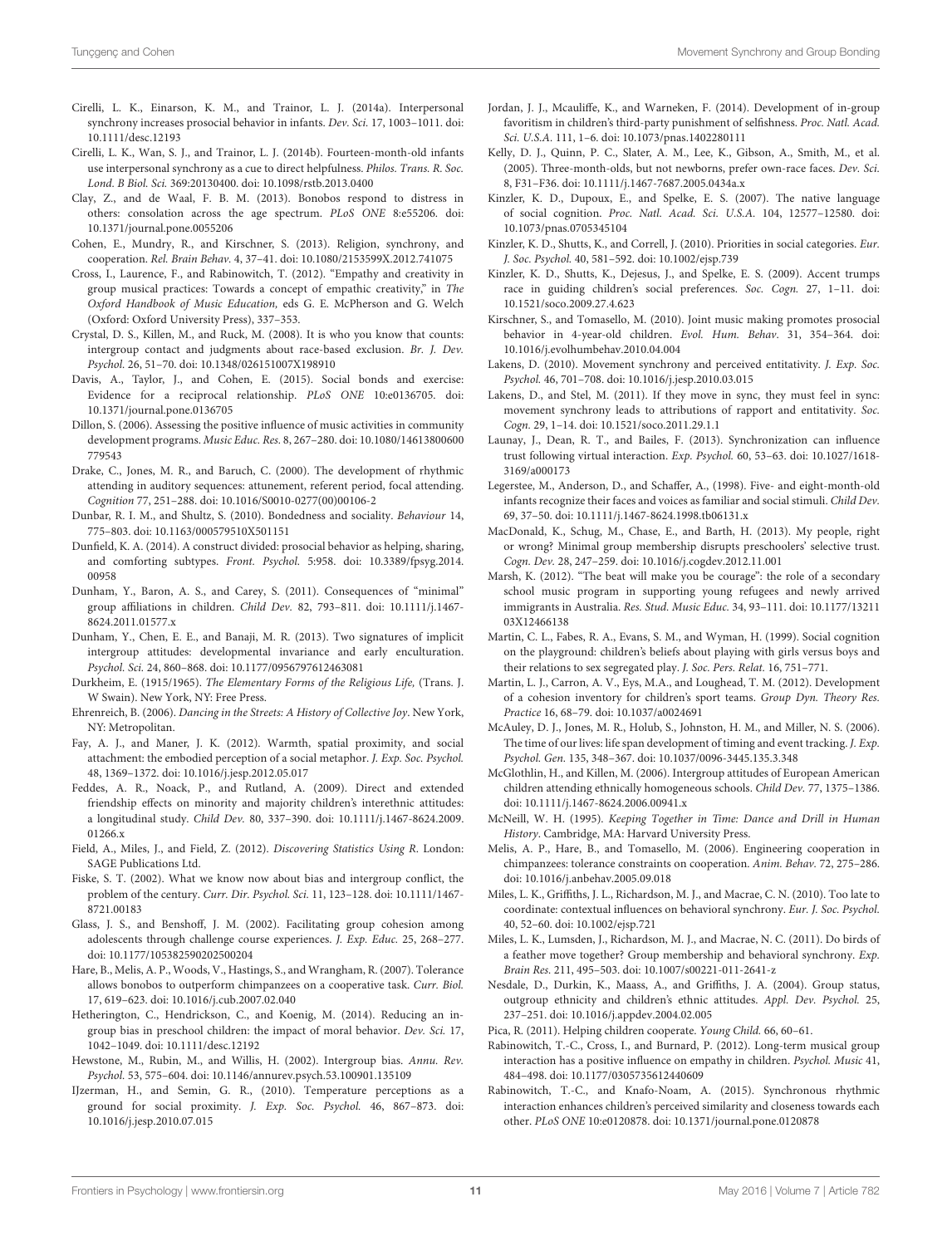Cirelli, L. K., Einarson, K. M., and Trainor, L. J. (2014a). Interpersonal synchrony increases prosocial behavior in infants. *Dev. Sci.* 17, 1003–1011. doi: 10.1111/desc.12193

Cirelli, L. K., Wan, S. J., and Trainor, L. J. (2014b). Fourteen-month-old infants use interpersonal synchrony as a cue to direct helpfulness. *Philos. Trans. R. Soc. Lond. B Biol. Sci.* 369:20130400. doi: 10.1098/rstb.2013.0400

Clay, Z., and de Waal, F. B. M. (2013). Bonobos respond to distress in others: consolation across the age spectrum. *PLoS ONE* 8:e55206. doi: 10.1371/journal.pone.0055206

Cohen, E., Mundry, R., and Kirschner, S. (2013). Religion, synchrony, and cooperation. *Rel. Brain Behav.* 4, 37–41. doi: 10.1080/2153599X.2012.741075

Cross, I., Laurence, F., and Rabinowitch, T. (2012). "Empathy and creativity in group musical practices: Towards a concept of empathic creativity," in *The Oxford Handbook of Music Education,* eds G. E. McPherson and G. Welch (Oxford: Oxford University Press), 337–353.

Crystal, D. S., Killen, M., and Ruck, M. (2008). It is who you know that counts: intergroup contact and judgments about race-based exclusion. *Br. J. Dev. Psychol.* 26, 51–70. doi: 10.1348/026151007X198910

Davis, A., Taylor, J., and Cohen, E. (2015). Social bonds and exercise: Evidence for a reciprocal relationship. *PLoS ONE* 10:e0136705. doi: 10.1371/journal.pone.0136705

Dillon, S. (2006). Assessing the positive influence of music activities in community development programs. *Music Educ. Res.* 8, 267–280. doi: 10.1080/14613800600779543

Drake, C., Jones, M. R., and Baruch, C. (2000). The development of rhythmic attending in auditory sequences: attunement, referent period, focal attending. *Cognition* 77, 251–288. doi: 10.1016/S0010-0277(00)00106-2

Dunbar, R. I. M., and Shultz, S. (2010). Bondedness and sociality. *Behaviour* 14, 775–803. doi: 10.1163/000579510X501151

Dunfield, K. A. (2014). A construct divided: prosocial behavior as helping, sharing, and comforting subtypes. *Front. Psychol.* 5:958. doi: 10.3389/fpsyg.2014.00958

Dunham, Y., Baron, A. S., and Carey, S. (2011). Consequences of "minimal" group affiliations in children. *Child Dev.* 82, 793–811. doi: 10.1111/j.1467-8624.2011.01577.x

Dunham, Y., Chen, E. E., and Banaji, M. R. (2013). Two signatures of implicit intergroup attitudes: developmental invariance and early enculturation. *Psychol. Sci.* 24, 860–868. doi: 10.1177/0956797612463081

Durkheim, E. (1915/1965). *The Elementary Forms of the Religious Life,* (Trans. J. W Swain). New York, NY: Free Press.

Ehrenreich, B. (2006). *Dancing in the Streets: A History of Collective Joy*. New York, NY: Metropolitan.

Fay, A. J., and Maner, J. K. (2012). Warmth, spatial proximity, and social attachment: the embodied perception of a social metaphor. *J. Exp. Soc. Psychol.* 48, 1369–1372. doi: 10.1016/j.jesp.2012.05.017

Feddes, A. R., Noack, P., and Rutland, A. (2009). Direct and extended friendship effects on minority and majority children's interethnic attitudes: a longitudinal study. *Child Dev.* 80, 337–390. doi: 10.1111/j.1467-8624.2009.01266.x

Field, A., Miles, J., and Field, Z. (2012). *Discovering Statistics Using R*. London: SAGE Publications Ltd.

Fiske, S. T. (2002). What we know now about bias and intergroup conflict, the problem of the century. *Curr. Dir. Psychol. Sci.* 11, 123–128. doi: 10.1111/1467-8721.00183

Glass, J. S., and Benshoff, J. M. (2002). Facilitating group cohesion among adolescents through challenge course experiences. *J. Exp. Educ.* 25, 268–277. doi: 10.1177/105382590202500204

Hare, B., Melis, A. P., Woods, V., Hastings, S., and Wrangham, R. (2007). Tolerance allows bonobos to outperform chimpanzees on a cooperative task. *Curr. Biol.* 17, 619–623. doi: 10.1016/j.cub.2007.02.040

Hetherington, C., Hendrickson, C., and Koenig, M. (2014). Reducing an in-group bias in preschool children: the impact of moral behavior. *Dev. Sci.* 17, 1042–1049. doi: 10.1111/desc.12192

Hewstone, M., Rubin, M., and Willis, H. (2002). Intergroup bias. *Annu. Rev. Psychol.* 53, 575–604. doi: 10.1146/annurev.psych.53.100901.135109

IJzerman, H., and Semin, G. R., (2010). Temperature perceptions as a ground for social proximity. *J. Exp. Soc. Psychol.* 46, 867–873. doi: 10.1016/j.jesp.2010.07.015

Jordan, J. J., Mcauliffe, K., and Warneken, F. (2014). Development of in-group favoritism in children's third-party punishment of selfishness. *Proc. Natl. Acad. Sci. U.S.A.* 111, 1–6. doi: 10.1073/pnas.1402280111

Kelly, D. J., Quinn, P. C., Slater, A. M., Lee, K., Gibson, A., Smith, M., et al. (2005). Three-month-olds, but not newborns, prefer own-race faces. *Dev. Sci.* 8, F31–F36. doi: 10.1111/j.1467-7687.2005.0434a.x

Kinzler, K. D., Dupoux, E., and Spelke, E. S. (2007). The native language of social cognition. *Proc. Natl. Acad. Sci. U.S.A.* 104, 12577–12580. doi: 10.1073/pnas.0705345104

Kinzler, K. D., Shutts, K., and Correll, J. (2010). Priorities in social categories. *Eur. J. Soc. Psychol.* 40, 581–592. doi: 10.1002/ejsp.739

Kinzler, K. D., Shutts, K., Dejesus, J., and Spelke, E. S. (2009). Accent trumps race in guiding children's social preferences. *Soc. Cogn.* 27, 1–11. doi: 10.1521/soco.2009.27.4.623

Kirschner, S., and Tomasello, M. (2010). Joint music making promotes prosocial behavior in 4-year-old children. *Evol. Hum. Behav.* 31, 354–364. doi: 10.1016/j.evolhumbehav.2010.04.004

Lakens, D. (2010). Movement synchrony and perceived entitativity. *J. Exp. Soc. Psychol.* 46, 701–708. doi: 10.1016/j.jesp.2010.03.015

Lakens, D., and Stel, M. (2011). If they move in sync, they must feel in sync: movement synchrony leads to attributions of rapport and entitativity. *Soc. Cogn.* 29, 1–14. doi: 10.1521/soco.2011.29.1.1

Launay, J., Dean, R. T., and Bailes, F. (2013). Synchronization can influence trust following virtual interaction. *Exp. Psychol.* 60, 53–63. doi: 10.1027/1618-3169/a000173

Legerstee, M., Anderson, D., and Schaffer, A., (1998). Five- and eight-month-old infants recognize their faces and voices as familiar and social stimuli. *Child Dev.* 69, 37–50. doi: 10.1111/j.1467-8624.1998.tb06131.x

MacDonald, K., Schug, M., Chase, E., and Barth, H. (2013). My people, right or wrong? Minimal group membership disrupts preschoolers' selective trust. *Cogn. Dev.* 28, 247–259. doi: 10.1016/j.cogdev.2012.11.001

Marsh, K. (2012). "The beat will make you be courage": the role of a secondary school music program in supporting young refugees and newly arrived immigrants in Australia. *Res. Stud. Music Educ.* 34, 93–111. doi: 10.1177/1321103X12466138

Martin, C. L., Fabes, R. A., Evans, S. M., and Wyman, H. (1999). Social cognition on the playground: children's beliefs about playing with girls versus boys and their relations to sex segregated play. *J. Soc. Pers. Relat.* 16, 751–771.

Martin, L. J., Carron, A. V., Eys, M.A., and Loughead, T. M. (2012). Development of a cohesion inventory for children's sport teams. *Group Dyn. Theory Res. Practice* 16, 68–79. doi: 10.1037/a0024691

McAuley, D. J., Jones, M. R., Holub, S., Johnston, H. M., and Miller, N. S. (2006). The time of our lives: life span development of timing and event tracking. *J. Exp. Psychol. Gen.* 135, 348–367. doi: 10.1037/0096-3445.135.3.348

McGlothlin, H., and Killen, M. (2006). Intergroup attitudes of European American children attending ethnically homogeneous schools. *Child Dev.* 77, 1375–1386. doi: 10.1111/j.1467-8624.2006.00941.x

McNeill, W. H. (1995). *Keeping Together in Time: Dance and Drill in Human History*. Cambridge, MA: Harvard University Press.

Melis, A. P., Hare, B., and Tomasello, M. (2006). Engineering cooperation in chimpanzees: tolerance constraints on cooperation. *Anim. Behav.* 72, 275–286. doi: 10.1016/j.anbehav.2005.09.018

Miles, L. K., Griffiths, J. L., Richardson, M. J., and Macrae, C. N. (2010). Too late to coordinate: contextual influences on behavioral synchrony. *Eur. J. Soc. Psychol.* 40, 52–60. doi: 10.1002/ejsp.721

Miles, L. K., Lumsden, J., Richardson, M. J., and Macrae, N. C. (2011). Do birds of a feather move together? Group membership and behavioral synchrony. *Exp. Brain Res.* 211, 495–503. doi: 10.1007/s00221-011-2641-z

Nesdale, D., Durkin, K., Maass, A., and Griffiths, J. A. (2004). Group status, outgroup ethnicity and children's ethnic attitudes. *Appl. Dev. Psychol.* 25, 237–251. doi: 10.1016/j.appdev.2004.02.005

Pica, R. (2011). Helping children cooperate. *Young Child.* 66, 60–61.

Rabinowitch, T.-C., Cross, I., and Burnard, P. (2012). Long-term musical group interaction has a positive influence on empathy in children. *Psychol. Music* 41, 484–498. doi: 10.1177/0305735612440609

Rabinowitch, T.-C., and Knafo-Noam, A. (2015). Synchronous rhythmic interaction enhances children's perceived similarity and closeness towards each other. *PLoS ONE* 10:e0120878. doi: 10.1371/journal.pone.0120878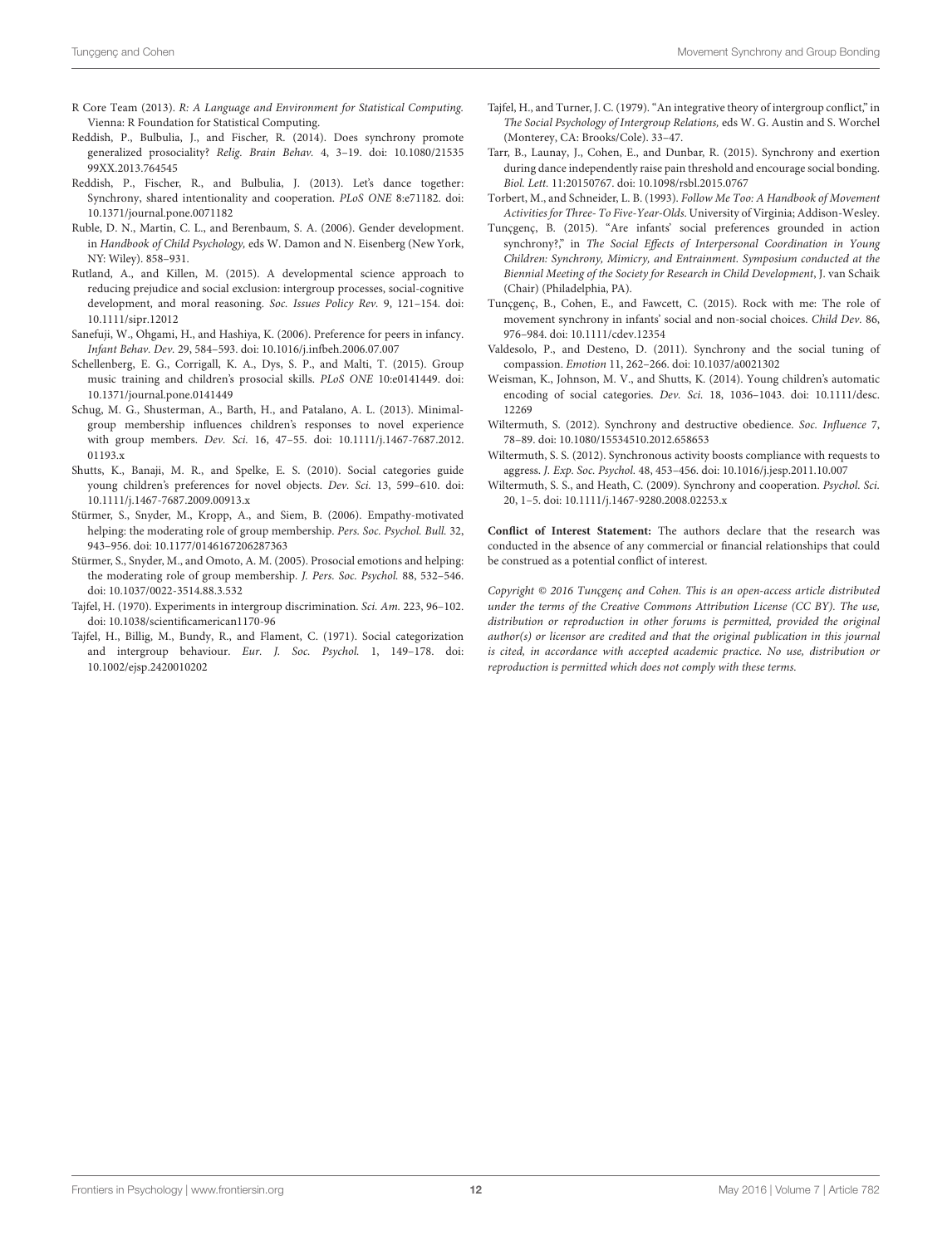R Core Team (2013). *R: A Language and Environment for Statistical Computing.* Vienna: R Foundation for Statistical Computing.

Reddish, P., Bulbulia, J., and Fischer, R. (2014). Does synchrony promote generalized prosociality? *Relig. Brain Behav.* 4, 3–19. doi: 10.1080/2153599XX.2013.764545

Reddish, P., Fischer, R., and Bulbulia, J. (2013). Let's dance together: Synchrony, shared intentionality and cooperation. *PLoS ONE* 8:e71182. doi: 10.1371/journal.pone.0071182

Ruble, D. N., Martin, C. L., and Berenbaum, S. A. (2006). Gender development. in *Handbook of Child Psychology,* eds W. Damon and N. Eisenberg (New York, NY: Wiley). 858–931.

Rutland, A., and Killen, M. (2015). A developmental science approach to reducing prejudice and social exclusion: intergroup processes, social-cognitive development, and moral reasoning. *Soc. Issues Policy Rev.* 9, 121–154. doi: 10.1111/sipr.12012

Sanefuji, W., Ohgami, H., and Hashiya, K. (2006). Preference for peers in infancy. *Infant Behav. Dev.* 29, 584–593. doi: 10.1016/j.infbeh.2006.07.007

Schellenberg, E. G., Corrigall, K. A., Dys, S. P., and Malti, T. (2015). Group music training and children's prosocial skills. *PLoS ONE* 10:e0141449. doi: 10.1371/journal.pone.0141449

Schug, M. G., Shusterman, A., Barth, H., and Patalano, A. L. (2013). Minimal-group membership influences children's responses to novel experience with group members. *Dev. Sci.* 16, 47–55. doi: 10.1111/j.1467-7687.2012.01193.x

Shutts, K., Banaji, M. R., and Spelke, E. S. (2010). Social categories guide young children's preferences for novel objects. *Dev. Sci.* 13, 599–610. doi: 10.1111/j.1467-7687.2009.00913.x

Stürmer, S., Snyder, M., Kropp, A., and Siem, B. (2006). Empathy-motivated helping: the moderating role of group membership. *Pers. Soc. Psychol. Bull.* 32, 943–956. doi: 10.1177/0146167206287363

Stürmer, S., Snyder, M., and Omoto, A. M. (2005). Prosocial emotions and helping: the moderating role of group membership. *J. Pers. Soc. Psychol.* 88, 532–546. doi: 10.1037/0022-3514.88.3.532

Tajfel, H. (1970). Experiments in intergroup discrimination. *Sci. Am.* 223, 96–102. doi: 10.1038/scientificamerican1170-96

Tajfel, H., Billig, M., Bundy, R., and Flament, C. (1971). Social categorization and intergroup behaviour. *Eur. J. Soc. Psychol.* 1, 149–178. doi: 10.1002/ejsp.2420010202

Tajfel, H., and Turner, J. C. (1979). "An integrative theory of intergroup conflict," in *The Social Psychology of Intergroup Relations,* eds W. G. Austin and S. Worchel (Monterey, CA: Brooks/Cole). 33–47.

Tarr, B., Launay, J., Cohen, E., and Dunbar, R. (2015). Synchrony and exertion during dance independently raise pain threshold and encourage social bonding. *Biol. Lett.* 11:20150767. doi: 10.1098/rsbl.2015.0767

Torbert, M., and Schneider, L. B. (1993). *Follow Me Too: A Handbook of Movement Activities for Three- To Five-Year-Olds.* University of Virginia; Addison-Wesley.

Tunçgenç, B. (2015). "Are infants' social preferences grounded in action synchrony?," in *The Social Effects of Interpersonal Coordination in Young Children: Synchrony, Mimicry, and Entrainment. Symposium conducted at the Biennial Meeting of the Society for Research in Child Development*, J. van Schaik (Chair) (Philadelphia, PA).

Tunçgenç, B., Cohen, E., and Fawcett, C. (2015). Rock with me: The role of movement synchrony in infants' social and non-social choices. *Child Dev.* 86, 976–984. doi: 10.1111/cdev.12354

Valdesolo, P., and Desteno, D. (2011). Synchrony and the social tuning of compassion. *Emotion* 11, 262–266. doi: 10.1037/a0021302

Weisman, K., Johnson, M. V., and Shutts, K. (2014). Young children's automatic encoding of social categories. *Dev. Sci.* 18, 1036–1043. doi: 10.1111/desc.12269

Wiltermuth, S. (2012). Synchrony and destructive obedience. *Soc. Influence* 7, 78–89. doi: 10.1080/15534510.2012.658653

Wiltermuth, S. S. (2012). Synchronous activity boosts compliance with requests to aggress. *J. Exp. Soc. Psychol.* 48, 453–456. doi: 10.1016/j.jesp.2011.10.007

Wiltermuth, S. S., and Heath, C. (2009). Synchrony and cooperation. *Psychol. Sci.* 20, 1–5. doi: 10.1111/j.1467-9280.2008.02253.x

**Conflict of Interest Statement:** The authors declare that the research was conducted in the absence of any commercial or financial relationships that could be construed as a potential conflict of interest.

*Copyright © 2016 Tunçgenç and Cohen. This is an open-access article distributed under the terms of the Creative Commons Attribution License (CC BY). The use, distribution or reproduction in other forums is permitted, provided the original author(s) or licensor are credited and that the original publication in this journal is cited, in accordance with accepted academic practice. No use, distribution or reproduction is permitted which does not comply with these terms.*